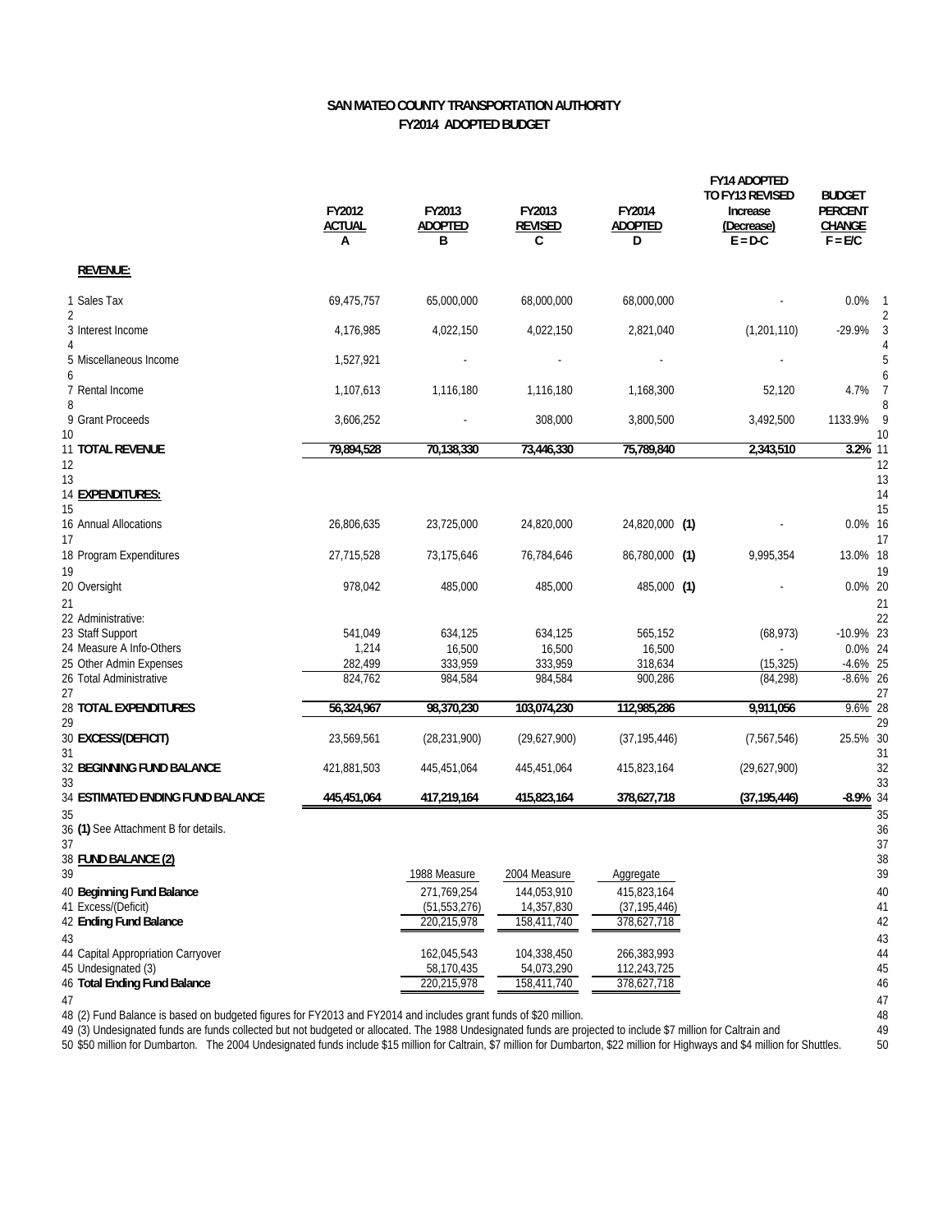# SAN MATEO COUNTY TRANSPORTATION AUTHORITY
## FY2014 ADOPTED BUDGET

| | | FY2012 ACTUAL A | FY2013 ADOPTED B | FY2013 REVISED C | FY2014 ADOPTED D | FY14 ADOPTED TO FY13 REVISED Increase (Decrease) E = D-C | BUDGET PERCENT CHANGE F = E/C | |
|---|---|---|---|---|---|---|---|---|
| | **REVENUE:** | | | | | | | |
| 1 | Sales Tax | 69,475,757 | 65,000,000 | 68,000,000 | 68,000,000 | - | 0.0% | 1 |
| 2 | | | | | | | | 2 |
| 3 | Interest Income | 4,176,985 | 4,022,150 | 4,022,150 | 2,821,040 | (1,201,110) | -29.9% | 3 |
| 4 | | | | | | | | 4 |
| 5 | Miscellaneous Income | 1,527,921 | - | - | - | - | | 5 |
| 6 | | | | | | | | 6 |
| 7 | Rental Income | 1,107,613 | 1,116,180 | 1,116,180 | 1,168,300 | 52,120 | 4.7% | 7 |
| 8 | | | | | | | | 8 |
| 9 | Grant Proceeds | 3,606,252 | - | 308,000 | 3,800,500 | 3,492,500 | 1133.9% | 9 |
| 10 | | | | | | | | 10 |
| 11 | **TOTAL REVENUE** | **79,894,528** | **70,138,330** | **73,446,330** | **75,789,840** | **2,343,510** | **3.2%** | 11 |
| 12 | | | | | | | | 12 |
| 13 | | | | | | | | 13 |
| 14 | **EXPENDITURES:** | | | | | | | 14 |
| 15 | | | | | | | | 15 |
| 16 | Annual Allocations | 26,806,635 | 23,725,000 | 24,820,000 | 24,820,000 **(1)** | - | 0.0% | 16 |
| 17 | | | | | | | | 17 |
| 18 | Program Expenditures | 27,715,528 | 73,175,646 | 76,784,646 | 86,780,000 **(1)** | 9,995,354 | 13.0% | 18 |
| 19 | | | | | | | | 19 |
| 20 | Oversight | 978,042 | 485,000 | 485,000 | 485,000 **(1)** | - | 0.0% | 20 |
| 21 | | | | | | | | 21 |
| 22 | Administrative: | | | | | | | 22 |
| 23 | Staff Support | 541,049 | 634,125 | 634,125 | 565,152 | (68,973) | -10.9% | 23 |
| 24 | Measure A Info-Others | 1,214 | 16,500 | 16,500 | 16,500 | - | 0.0% | 24 |
| 25 | Other Admin Expenses | 282,499 | 333,959 | 333,959 | 318,634 | (15,325) | -4.6% | 25 |
| 26 | Total Administrative | 824,762 | 984,584 | 984,584 | 900,286 | (84,298) | -8.6% | 26 |
| 27 | | | | | | | | 27 |
| 28 | **TOTAL EXPENDITURES** | **56,324,967** | **98,370,230** | **103,074,230** | **112,985,286** | **9,911,056** | **9.6%** | 28 |
| 29 | | | | | | | | 29 |
| 30 | **EXCESS/(DEFICIT)** | 23,569,561 | (28,231,900) | (29,627,900) | (37,195,446) | (7,567,546) | 25.5% | 30 |
| 31 | | | | | | | | 31 |
| 32 | **BEGINNING FUND BALANCE** | 421,881,503 | 445,451,064 | 445,451,064 | 415,823,164 | (29,627,900) | | 32 |
| 33 | | | | | | | | 33 |
| 34 | **ESTIMATED ENDING FUND BALANCE** | **445,451,064** | **417,219,164** | **415,823,164** | **378,627,718** | **(37,195,446)** | **-8.9%** | 34 |
| 35 | | | | | | | | 35 |
| 36 | **(1)** See Attachment B for details. | | | | | | | 36 |

| | **FUND BALANCE (2)** | 1988 Measure | 2004 Measure | Aggregate | |
|---|---|---|---|---|---|
| 40 | **Beginning Fund Balance** | 271,769,254 | 144,053,910 | 415,823,164 | 40 |
| 41 | Excess/(Deficit) | (51,553,276) | 14,357,830 | (37,195,446) | 41 |
| 42 | **Ending Fund Balance** | 220,215,978 | 158,411,740 | 378,627,718 | 42 |
| 43 | | | | | 43 |
| 44 | Capital Appropriation Carryover | 162,045,543 | 104,338,450 | 266,383,993 | 44 |
| 45 | Undesignated (3) | 58,170,435 | 54,073,290 | 112,243,725 | 45 |
| 46 | **Total Ending Fund Balance** | 220,215,978 | 158,411,740 | 378,627,718 | 46 |

48 (2) Fund Balance is based on budgeted figures for FY2013 and FY2014 and includes grant funds of $20 million.

49 (3) Undesignated funds are funds collected but not budgeted or allocated. The 1988 Undesignated funds are projected to include $7 million for Caltrain and

50 $50 million for Dumbarton. The 2004 Undesignated funds include $15 million for Caltrain, $7 million for Dumbarton, $22 million for Highways and $4 million for Shuttles.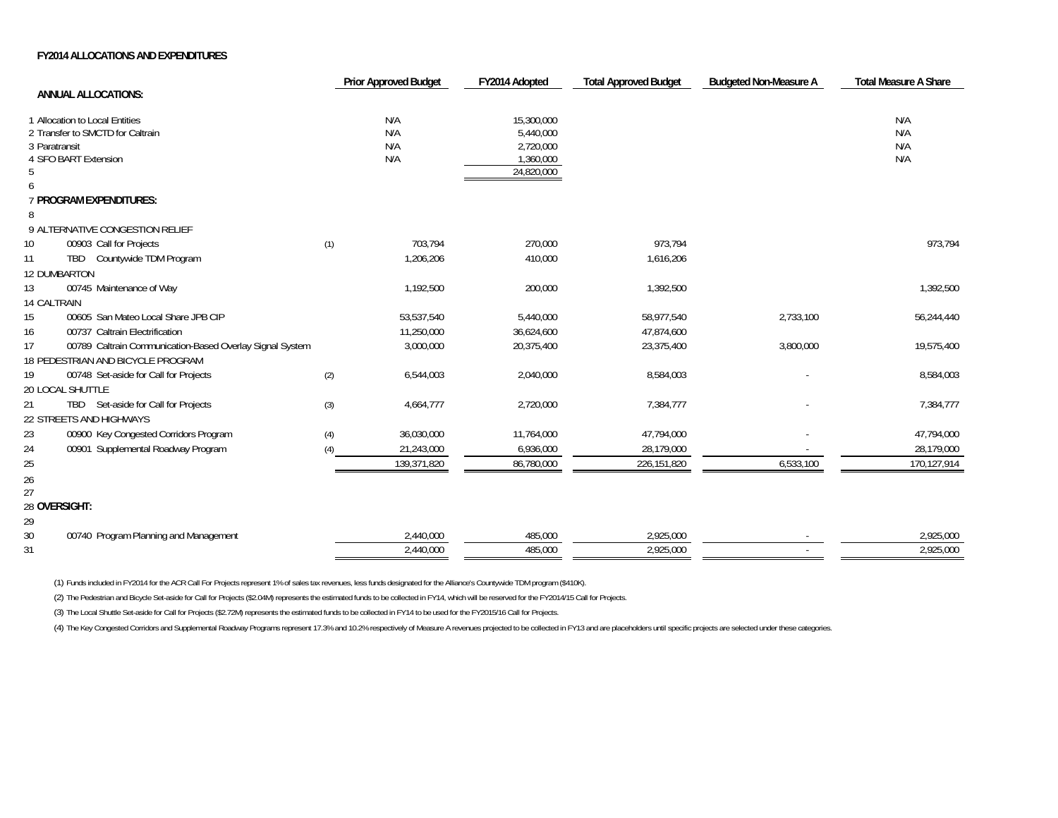**FY2014 ALLOCATIONS AND EXPENDITURES**

| | | | Prior Approved Budget | FY2014 Adopted | Total Approved Budget | Budgeted Non-Measure A | Total Measure A Share |
|---|---|---|---|---|---|---|---|
| | **ANNUAL ALLOCATIONS:** | | | | | | |
| 1 | Allocation to Local Entities | | N/A | 15,300,000 | | | N/A |
| 2 | Transfer to SMCTD for Caltrain | | N/A | 5,440,000 | | | N/A |
| 3 | Paratransit | | N/A | 2,720,000 | | | N/A |
| 4 | SFO BART Extension | | N/A | 1,360,000 | | | N/A |
| 5 | | | | 24,820,000 | | | |
| 6 | | | | | | | |
| 7 | **PROGRAM EXPENDITURES:** | | | | | | |
| 8 | | | | | | | |
| 9 | ALTERNATIVE CONGESTION RELIEF | | | | | | |
| 10 | 00903 Call for Projects | (1) | 703,794 | 270,000 | 973,794 | | 973,794 |
| 11 | TBD Countywide TDM Program | | 1,206,206 | 410,000 | 1,616,206 | | |
| 12 | DUMBARTON | | | | | | |
| 13 | 00745 Maintenance of Way | | 1,192,500 | 200,000 | 1,392,500 | | 1,392,500 |
| 14 | CALTRAIN | | | | | | |
| 15 | 00605 San Mateo Local Share JPB CIP | | 53,537,540 | 5,440,000 | 58,977,540 | 2,733,100 | 56,244,440 |
| 16 | 00737 Caltrain Electrification | | 11,250,000 | 36,624,600 | 47,874,600 | | |
| 17 | 00789 Caltrain Communication-Based Overlay Signal System | | 3,000,000 | 20,375,400 | 23,375,400 | 3,800,000 | 19,575,400 |
| 18 | PEDESTRIAN AND BICYCLE PROGRAM | | | | | | |
| 19 | 00748 Set-aside for Call for Projects | (2) | 6,544,003 | 2,040,000 | 8,584,003 | - | 8,584,003 |
| 20 | LOCAL SHUTTLE | | | | | | |
| 21 | TBD Set-aside for Call for Projects | (3) | 4,664,777 | 2,720,000 | 7,384,777 | - | 7,384,777 |
| 22 | STREETS AND HIGHWAYS | | | | | | |
| 23 | 00900 Key Congested Corridors Program | (4) | 36,030,000 | 11,764,000 | 47,794,000 | - | 47,794,000 |
| 24 | 00901 Supplemental Roadway Program | (4) | 21,243,000 | 6,936,000 | 28,179,000 | - | 28,179,000 |
| 25 | | | 139,371,820 | 86,780,000 | 226,151,820 | 6,533,100 | 170,127,914 |
| 26 | | | | | | | |
| 27 | | | | | | | |
| 28 | **OVERSIGHT:** | | | | | | |
| 29 | | | | | | | |
| 30 | 00740 Program Planning and Management | | 2,440,000 | 485,000 | 2,925,000 | - | 2,925,000 |
| 31 | | | 2,440,000 | 485,000 | 2,925,000 | - | 2,925,000 |

(1) Funds included in FY2014 for the ACR Call For Projects represent 1% of sales tax revenues, less funds designated for the Alliance's Countywide TDM program ($410K).

(2) The Pedestrian and Bicycle Set-aside for Call for Projects ($2.04M) represents the estimated funds to be collected in FY14, which will be reserved for the FY2014/15 Call for Projects.

(3) The Local Shuttle Set-aside for Call for Projects ($2.72M) represents the estimated funds to be collected in FY14 to be used for the FY2015/16 Call for Projects.

(4) The Key Congested Corridors and Supplemental Roadway Programs represent 17.3% and 10.2% respectively of Measure A revenues projected to be collected in FY13 and are placeholders until specific projects are selected under these categories.